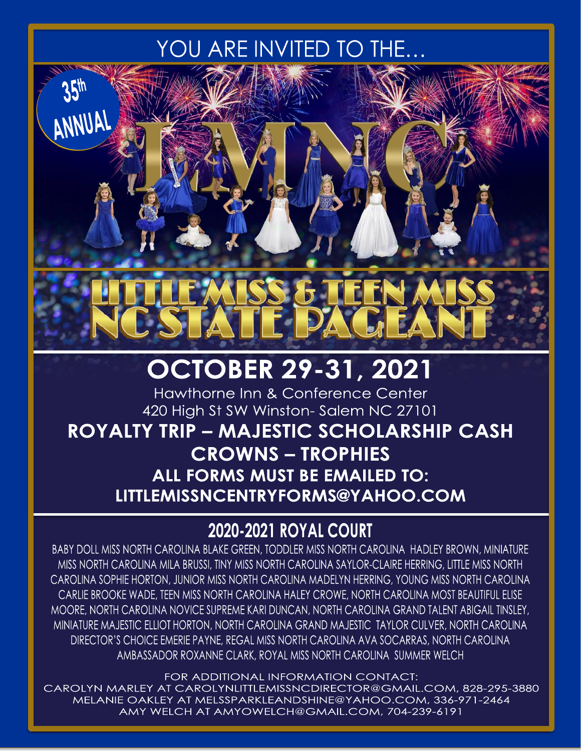YOU ARE INVITED TO THE…

35th ANNUAL

LMNC

# LITTLE MISS & TEEN MISS NC STATE PAGEANT

## OCTOBER 29-31, 2021

Hawthorne Inn & Conference Center
420 High St SW Winston- Salem NC 27101

**ROYALTY TRIP – MAJESTIC SCHOLARSHIP CASH**
**CROWNS – TROPHIES**

**ALL FORMS MUST BE EMAILED TO:**
**LITTLEMISSNCENTRYFORMS@YAHOO.COM**

## 2020-2021 ROYAL COURT

BABY DOLL MISS NORTH CAROLINA BLAKE GREEN, TODDLER MISS NORTH CAROLINA HADLEY BROWN, MINIATURE MISS NORTH CAROLINA MILA BRUSSI, TINY MISS NORTH CAROLINA SAYLOR-CLAIRE HERRING, LITTLE MISS NORTH CAROLINA SOPHIE HORTON, JUNIOR MISS NORTH CAROLINA MADELYN HERRING, YOUNG MISS NORTH CAROLINA CARLIE BROOKE WADE, TEEN MISS NORTH CAROLINA HALEY CROWE, NORTH CAROLINA MOST BEAUTIFUL ELISE MOORE, NORTH CAROLINA NOVICE SUPREME KARI DUNCAN, NORTH CAROLINA GRAND TALENT ABIGAIL TINSLEY, MINIATURE MAJESTIC ELLIOT HORTON, NORTH CAROLINA GRAND MAJESTIC TAYLOR CULVER, NORTH CAROLINA DIRECTOR'S CHOICE EMERIE PAYNE, REGAL MISS NORTH CAROLINA AVA SOCARRAS, NORTH CAROLINA AMBASSADOR ROXANNE CLARK, ROYAL MISS NORTH CAROLINA SUMMER WELCH

FOR ADDITIONAL INFORMATION CONTACT:
CAROLYN MARLEY AT CAROLYNLITTLEMISSNCDIRECTOR@GMAIL.COM, 828-295-3880
MELANIE OAKLEY AT MELSSPARKLEANDSHINE@YAHOO.COM, 336-971-2464
AMY WELCH AT AMYOWELCH@GMAIL.COM, 704-239-6191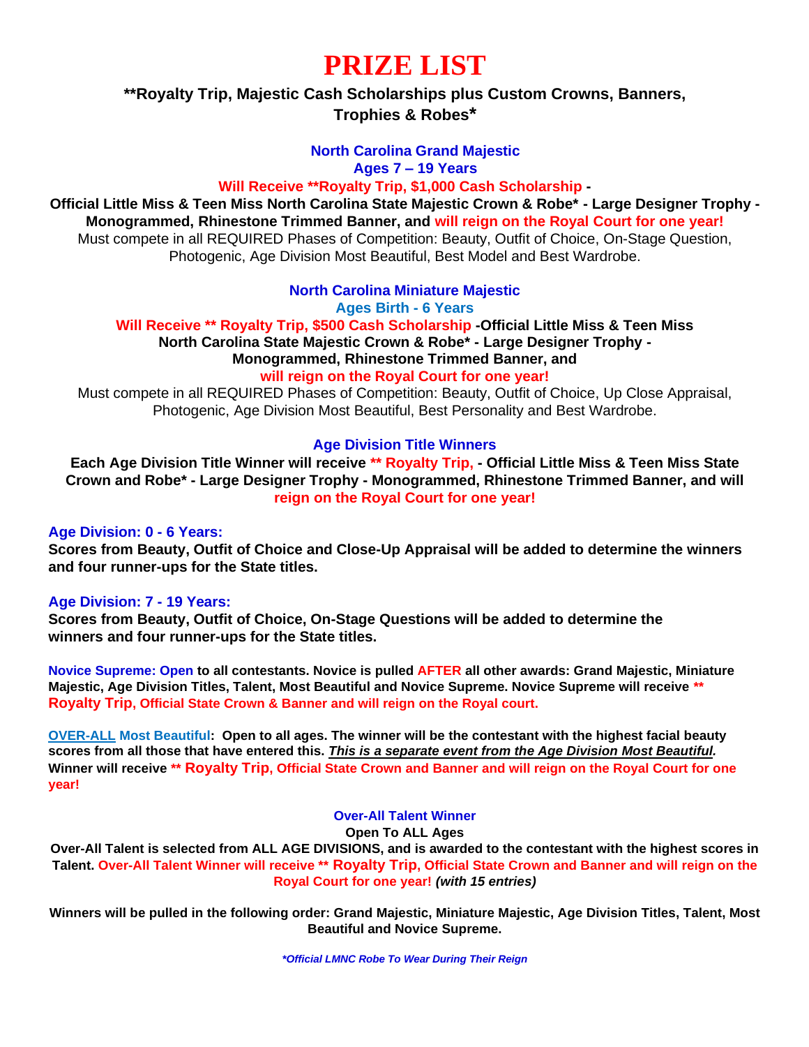# PRIZE LIST

**\*\*Royalty Trip, Majestic Cash Scholarships plus Custom Crowns, Banners, Trophies & Robes\***

### North Carolina Grand Majestic

**Ages 7 – 19 Years**

**Will Receive \*\*Royalty Trip, $1,000 Cash Scholarship - Official Little Miss & Teen Miss North Carolina State Majestic Crown & Robe\* - Large Designer Trophy - Monogrammed, Rhinestone Trimmed Banner, and will reign on the Royal Court for one year!**

Must compete in all REQUIRED Phases of Competition: Beauty, Outfit of Choice, On-Stage Question, Photogenic, Age Division Most Beautiful, Best Model and Best Wardrobe.

### North Carolina Miniature Majestic

**Ages Birth - 6 Years**

**Will Receive \*\* Royalty Trip, $500 Cash Scholarship -Official Little Miss & Teen Miss North Carolina State Majestic Crown & Robe\* - Large Designer Trophy - Monogrammed, Rhinestone Trimmed Banner, and will reign on the Royal Court for one year!**

Must compete in all REQUIRED Phases of Competition: Beauty, Outfit of Choice, Up Close Appraisal, Photogenic, Age Division Most Beautiful, Best Personality and Best Wardrobe.

### Age Division Title Winners

**Each Age Division Title Winner will receive \*\* Royalty Trip, - Official Little Miss & Teen Miss State Crown and Robe\* - Large Designer Trophy - Monogrammed, Rhinestone Trimmed Banner, and will reign on the Royal Court for one year!**

**Age Division: 0 - 6 Years:**

**Scores from Beauty, Outfit of Choice and Close-Up Appraisal will be added to determine the winners and four runner-ups for the State titles.**

**Age Division: 7 - 19 Years:**

**Scores from Beauty, Outfit of Choice, On-Stage Questions will be added to determine the winners and four runner-ups for the State titles.**

**Novice Supreme: Open to all contestants. Novice is pulled AFTER all other awards: Grand Majestic, Miniature Majestic, Age Division Titles, Talent, Most Beautiful and Novice Supreme. Novice Supreme will receive \*\* Royalty Trip, Official State Crown & Banner and will reign on the Royal court.**

**OVER-ALL Most Beautiful: Open to all ages. The winner will be the contestant with the highest facial beauty scores from all those that have entered this. *<u>This is a separate event from the Age Division Most Beautiful</u>.* Winner will receive \*\* Royalty Trip, Official State Crown and Banner and will reign on the Royal Court for one year!**

### Over-All Talent Winner

**Open To ALL Ages**

**Over-All Talent is selected from ALL AGE DIVISIONS, and is awarded to the contestant with the highest scores in Talent. Over-All Talent Winner will receive \*\* Royalty Trip, Official State Crown and Banner and will reign on the Royal Court for one year! *(with 15 entries)***

**Winners will be pulled in the following order: Grand Majestic, Miniature Majestic, Age Division Titles, Talent, Most Beautiful and Novice Supreme.**

***\*Official LMNC Robe To Wear During Their Reign***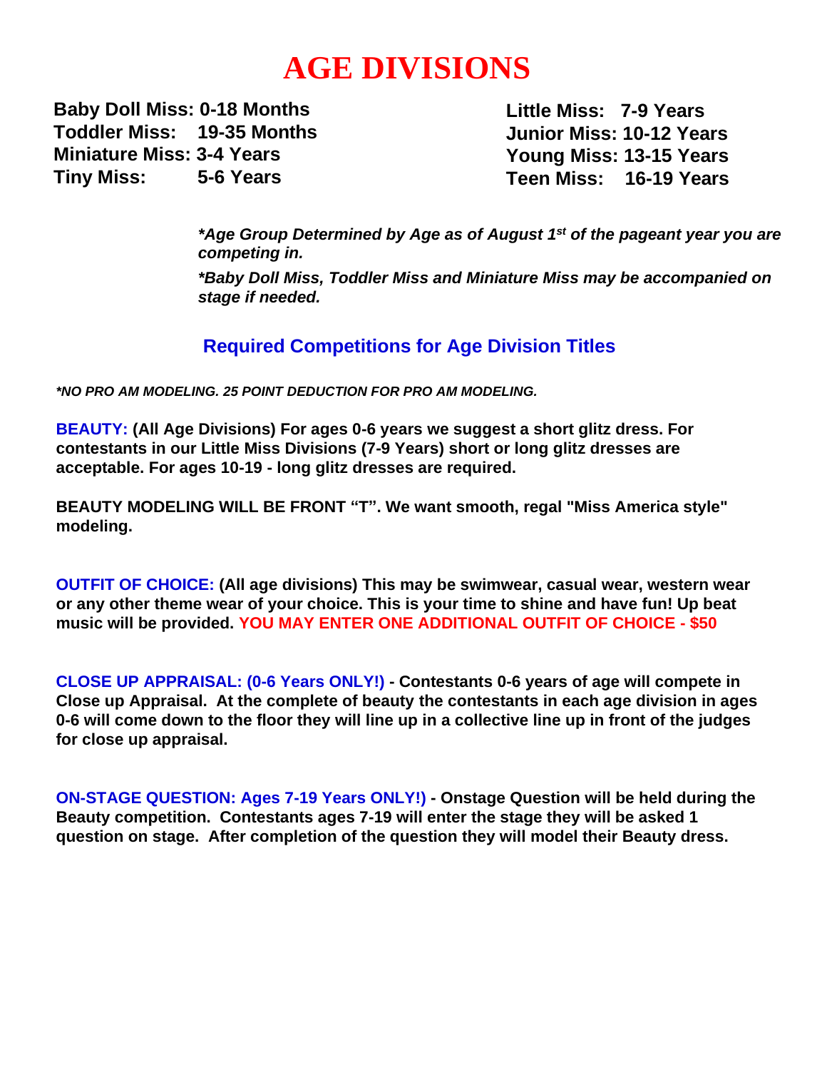# AGE DIVISIONS

**Baby Doll Miss: 0-18 Months**
**Toddler Miss: 19-35 Months**
**Miniature Miss: 3-4 Years**
**Tiny Miss: 5-6 Years**

**Little Miss: 7-9 Years**
**Junior Miss: 10-12 Years**
**Young Miss: 13-15 Years**
**Teen Miss: 16-19 Years**

***Age Group Determined by Age as of August 1st of the pageant year you are competing in.***

***Baby Doll Miss, Toddler Miss and Miniature Miss may be accompanied on stage if needed.***

## Required Competitions for Age Division Titles

***NO PRO AM MODELING. 25 POINT DEDUCTION FOR PRO AM MODELING.***

**BEAUTY: (All Age Divisions) For ages 0-6 years we suggest a short glitz dress. For contestants in our Little Miss Divisions (7-9 Years) short or long glitz dresses are acceptable. For ages 10-19 - long glitz dresses are required.**

**BEAUTY MODELING WILL BE FRONT "T". We want smooth, regal "Miss America style" modeling.**

**OUTFIT OF CHOICE: (All age divisions) This may be swimwear, casual wear, western wear or any other theme wear of your choice. This is your time to shine and have fun! Up beat music will be provided. YOU MAY ENTER ONE ADDITIONAL OUTFIT OF CHOICE - $50**

**CLOSE UP APPRAISAL: (0-6 Years ONLY!) - Contestants 0-6 years of age will compete in Close up Appraisal. At the complete of beauty the contestants in each age division in ages 0-6 will come down to the floor they will line up in a collective line up in front of the judges for close up appraisal.**

**ON-STAGE QUESTION: Ages 7-19 Years ONLY!) - Onstage Question will be held during the Beauty competition. Contestants ages 7-19 will enter the stage they will be asked 1 question on stage. After completion of the question they will model their Beauty dress.**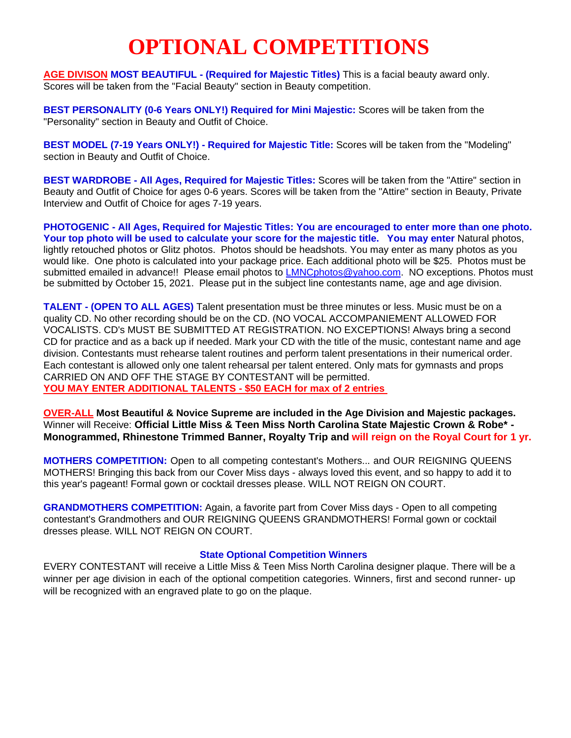# OPTIONAL COMPETITIONS

**AGE DIVISON MOST BEAUTIFUL - (Required for Majestic Titles)** This is a facial beauty award only. Scores will be taken from the "Facial Beauty" section in Beauty competition.

**BEST PERSONALITY (0-6 Years ONLY!) Required for Mini Majestic:** Scores will be taken from the "Personality" section in Beauty and Outfit of Choice.

**BEST MODEL (7-19 Years ONLY!) - Required for Majestic Title:** Scores will be taken from the "Modeling" section in Beauty and Outfit of Choice.

**BEST WARDROBE - All Ages, Required for Majestic Titles:** Scores will be taken from the "Attire" section in Beauty and Outfit of Choice for ages 0-6 years. Scores will be taken from the "Attire" section in Beauty, Private Interview and Outfit of Choice for ages 7-19 years.

**PHOTOGENIC - All Ages, Required for Majestic Titles: You are encouraged to enter more than one photo. Your top photo will be used to calculate your score for the majestic title. You may enter** Natural photos, lightly retouched photos or Glitz photos. Photos should be headshots. You may enter as many photos as you would like. One photo is calculated into your package price. Each additional photo will be $25. Photos must be submitted emailed in advance!! Please email photos to LMNCphotos@yahoo.com. NO exceptions. Photos must be submitted by October 15, 2021. Please put in the subject line contestants name, age and age division.

**TALENT - (OPEN TO ALL AGES)** Talent presentation must be three minutes or less. Music must be on a quality CD. No other recording should be on the CD. (NO VOCAL ACCOMPANIEMENT ALLOWED FOR VOCALISTS. CD's MUST BE SUBMITTED AT REGISTRATION. NO EXCEPTIONS! Always bring a second CD for practice and as a back up if needed. Mark your CD with the title of the music, contestant name and age division. Contestants must rehearse talent routines and perform talent presentations in their numerical order. Each contestant is allowed only one talent rehearsal per talent entered. Only mats for gymnasts and props CARRIED ON AND OFF THE STAGE BY CONTESTANT will be permitted.
**YOU MAY ENTER ADDITIONAL TALENTS - $50 EACH for max of 2 entries**

**OVER-ALL Most Beautiful & Novice Supreme are included in the Age Division and Majestic packages.** Winner will Receive: **Official Little Miss & Teen Miss North Carolina State Majestic Crown & Robe* - Monogrammed, Rhinestone Trimmed Banner, Royalty Trip and will reign on the Royal Court for 1 yr.**

**MOTHERS COMPETITION:** Open to all competing contestant's Mothers... and OUR REIGNING QUEENS MOTHERS! Bringing this back from our Cover Miss days - always loved this event, and so happy to add it to this year's pageant! Formal gown or cocktail dresses please. WILL NOT REIGN ON COURT.

**GRANDMOTHERS COMPETITION:** Again, a favorite part from Cover Miss days - Open to all competing contestant's Grandmothers and OUR REIGNING QUEENS GRANDMOTHERS! Formal gown or cocktail dresses please. WILL NOT REIGN ON COURT.

### State Optional Competition Winners

EVERY CONTESTANT will receive a Little Miss & Teen Miss North Carolina designer plaque. There will be a winner per age division in each of the optional competition categories. Winners, first and second runner- up will be recognized with an engraved plate to go on the plaque.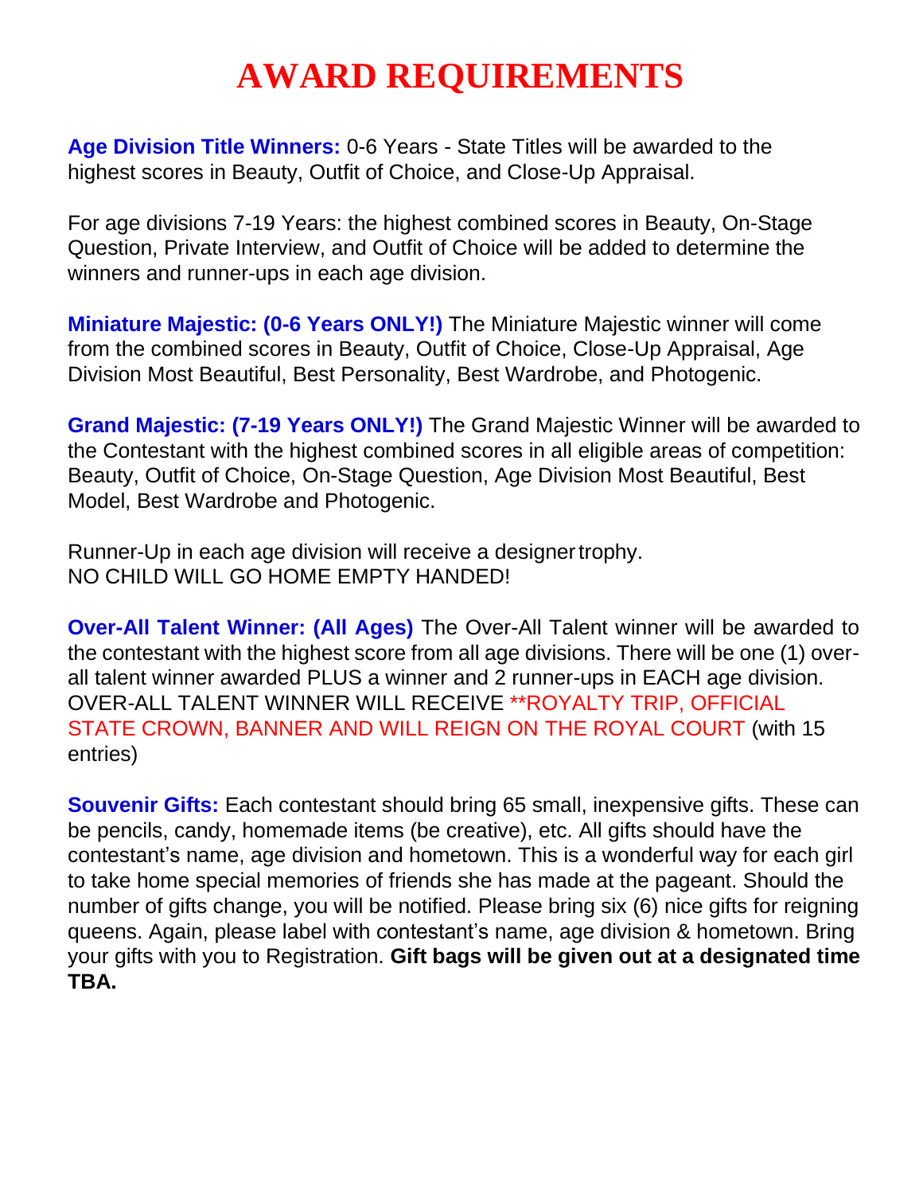# AWARD REQUIREMENTS

**Age Division Title Winners:** 0-6 Years - State Titles will be awarded to the highest scores in Beauty, Outfit of Choice, and Close-Up Appraisal.

For age divisions 7-19 Years: the highest combined scores in Beauty, On-Stage Question, Private Interview, and Outfit of Choice will be added to determine the winners and runner-ups in each age division.

**Miniature Majestic: (0-6 Years ONLY!)** The Miniature Majestic winner will come from the combined scores in Beauty, Outfit of Choice, Close-Up Appraisal, Age Division Most Beautiful, Best Personality, Best Wardrobe, and Photogenic.

**Grand Majestic: (7-19 Years ONLY!)** The Grand Majestic Winner will be awarded to the Contestant with the highest combined scores in all eligible areas of competition: Beauty, Outfit of Choice, On-Stage Question, Age Division Most Beautiful, Best Model, Best Wardrobe and Photogenic.

Runner-Up in each age division will receive a designer trophy.
NO CHILD WILL GO HOME EMPTY HANDED!

**Over-All Talent Winner: (All Ages)** The Over-All Talent winner will be awarded to the contestant with the highest score from all age divisions. There will be one (1) over-all talent winner awarded PLUS a winner and 2 runner-ups in EACH age division. OVER-ALL TALENT WINNER WILL RECEIVE **ROYALTY TRIP, OFFICIAL STATE CROWN, BANNER AND WILL REIGN ON THE ROYAL COURT (with 15 entries)

**Souvenir Gifts:** Each contestant should bring 65 small, inexpensive gifts. These can be pencils, candy, homemade items (be creative), etc. All gifts should have the contestant's name, age division and hometown. This is a wonderful way for each girl to take home special memories of friends she has made at the pageant. Should the number of gifts change, you will be notified. Please bring six (6) nice gifts for reigning queens. Again, please label with contestant's name, age division & hometown. Bring your gifts with you to Registration. **Gift bags will be given out at a designated time TBA.**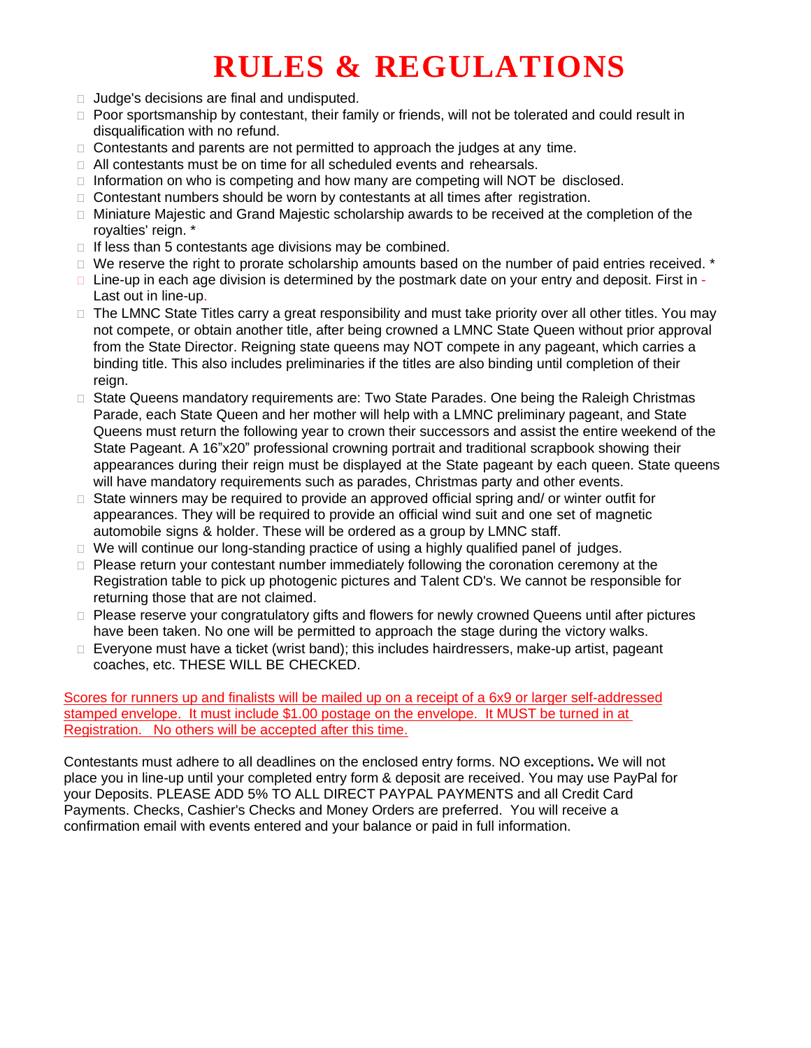# RULES & REGULATIONS

- Judge's decisions are final and undisputed.
- Poor sportsmanship by contestant, their family or friends, will not be tolerated and could result in disqualification with no refund.
- Contestants and parents are not permitted to approach the judges at any time.
- All contestants must be on time for all scheduled events and rehearsals.
- Information on who is competing and how many are competing will NOT be disclosed.
- Contestant numbers should be worn by contestants at all times after registration.
- Miniature Majestic and Grand Majestic scholarship awards to be received at the completion of the royalties' reign. *
- If less than 5 contestants age divisions may be combined.
- We reserve the right to prorate scholarship amounts based on the number of paid entries received. *
- Line-up in each age division is determined by the postmark date on your entry and deposit. First in - Last out in line-up.
- The LMNC State Titles carry a great responsibility and must take priority over all other titles. You may not compete, or obtain another title, after being crowned a LMNC State Queen without prior approval from the State Director. Reigning state queens may NOT compete in any pageant, which carries a binding title. This also includes preliminaries if the titles are also binding until completion of their reign.
- State Queens mandatory requirements are: Two State Parades. One being the Raleigh Christmas Parade, each State Queen and her mother will help with a LMNC preliminary pageant, and State Queens must return the following year to crown their successors and assist the entire weekend of the State Pageant. A 16"x20" professional crowning portrait and traditional scrapbook showing their appearances during their reign must be displayed at the State pageant by each queen. State queens will have mandatory requirements such as parades, Christmas party and other events.
- State winners may be required to provide an approved official spring and/ or winter outfit for appearances. They will be required to provide an official wind suit and one set of magnetic automobile signs & holder. These will be ordered as a group by LMNC staff.
- We will continue our long-standing practice of using a highly qualified panel of judges.
- Please return your contestant number immediately following the coronation ceremony at the Registration table to pick up photogenic pictures and Talent CD's. We cannot be responsible for returning those that are not claimed.
- Please reserve your congratulatory gifts and flowers for newly crowned Queens until after pictures have been taken. No one will be permitted to approach the stage during the victory walks.
- Everyone must have a ticket (wrist band); this includes hairdressers, make-up artist, pageant coaches, etc. THESE WILL BE CHECKED.

Scores for runners up and finalists will be mailed up on a receipt of a 6x9 or larger self-addressed stamped envelope. It must include $1.00 postage on the envelope. It MUST be turned in at Registration. No others will be accepted after this time.

Contestants must adhere to all deadlines on the enclosed entry forms. NO exceptions**.** We will not place you in line-up until your completed entry form & deposit are received. You may use PayPal for your Deposits. PLEASE ADD 5% TO ALL DIRECT PAYPAL PAYMENTS and all Credit Card Payments. Checks, Cashier's Checks and Money Orders are preferred. You will receive a confirmation email with events entered and your balance or paid in full information.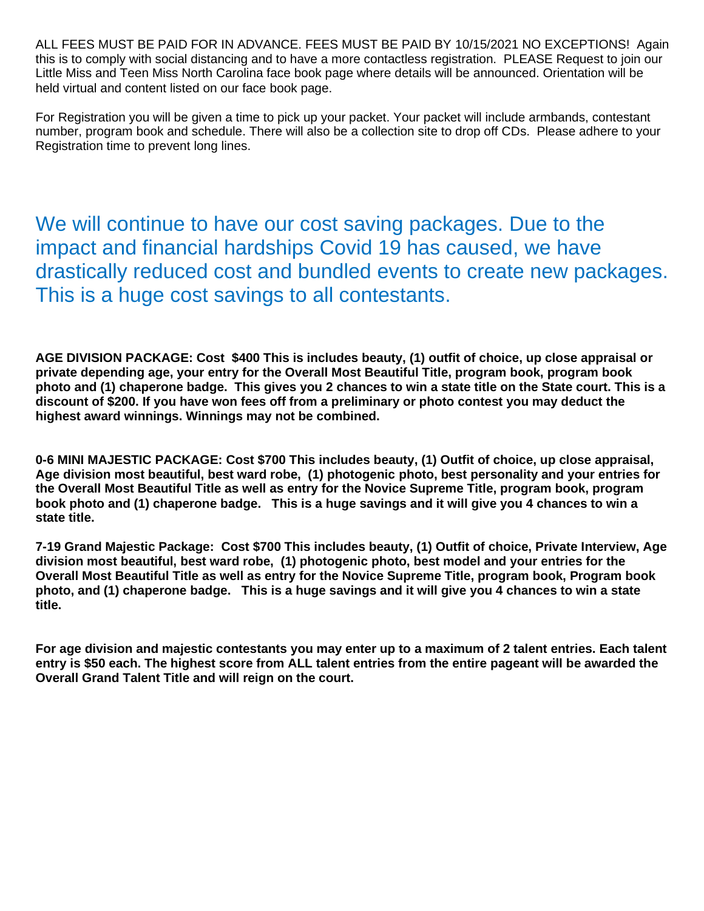ALL FEES MUST BE PAID FOR IN ADVANCE. FEES MUST BE PAID BY 10/15/2021 NO EXCEPTIONS! Again this is to comply with social distancing and to have a more contactless registration. PLEASE Request to join our Little Miss and Teen Miss North Carolina face book page where details will be announced. Orientation will be held virtual and content listed on our face book page.

For Registration you will be given a time to pick up your packet. Your packet will include armbands, contestant number, program book and schedule. There will also be a collection site to drop off CDs. Please adhere to your Registration time to prevent long lines.

## We will continue to have our cost saving packages. Due to the impact and financial hardships Covid 19 has caused, we have drastically reduced cost and bundled events to create new packages. This is a huge cost savings to all contestants.

**AGE DIVISION PACKAGE: Cost $400 This is includes beauty, (1) outfit of choice, up close appraisal or private depending age, your entry for the Overall Most Beautiful Title, program book, program book photo and (1) chaperone badge. This gives you 2 chances to win a state title on the State court. This is a discount of $200. If you have won fees off from a preliminary or photo contest you may deduct the highest award winnings. Winnings may not be combined.**

**0-6 MINI MAJESTIC PACKAGE: Cost $700 This includes beauty, (1) Outfit of choice, up close appraisal, Age division most beautiful, best ward robe, (1) photogenic photo, best personality and your entries for the Overall Most Beautiful Title as well as entry for the Novice Supreme Title, program book, program book photo and (1) chaperone badge. This is a huge savings and it will give you 4 chances to win a state title.**

**7-19 Grand Majestic Package: Cost $700 This includes beauty, (1) Outfit of choice, Private Interview, Age division most beautiful, best ward robe, (1) photogenic photo, best model and your entries for the Overall Most Beautiful Title as well as entry for the Novice Supreme Title, program book, Program book photo, and (1) chaperone badge. This is a huge savings and it will give you 4 chances to win a state title.**

**For age division and majestic contestants you may enter up to a maximum of 2 talent entries. Each talent entry is $50 each. The highest score from ALL talent entries from the entire pageant will be awarded the Overall Grand Talent Title and will reign on the court.**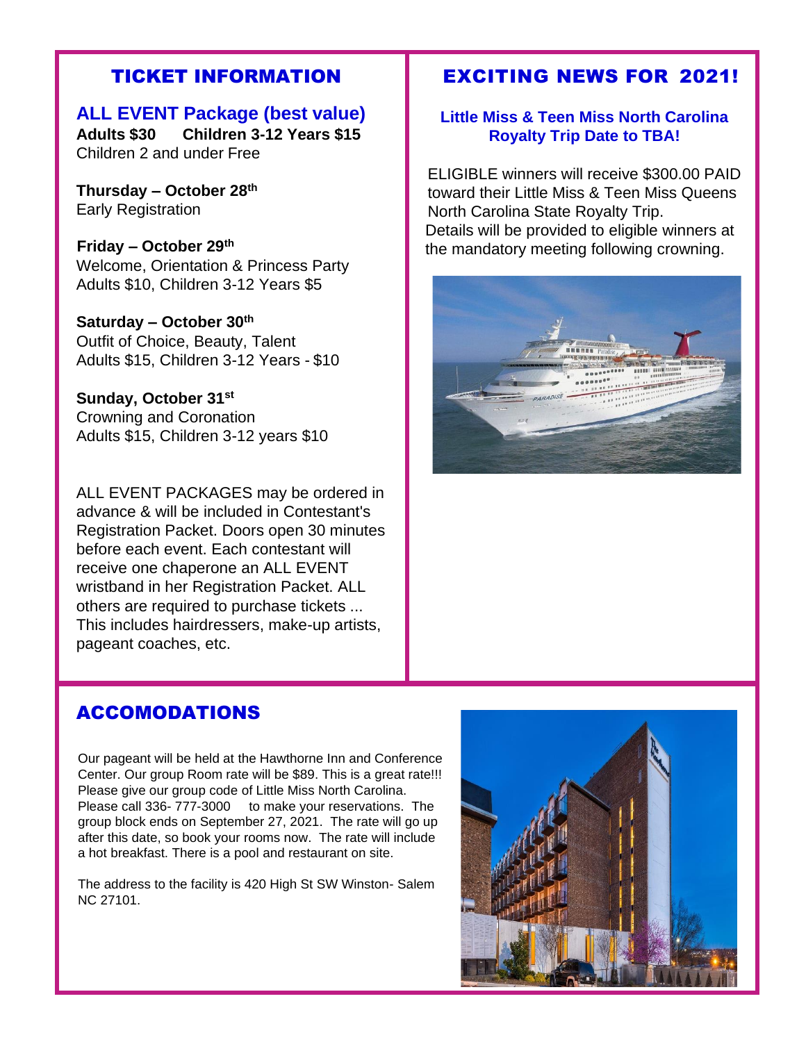## TICKET INFORMATION

### ALL EVENT Package (best value)

**Adults $30 Children 3-12 Years $15**
Children 2 and under Free

**Thursday – October 28th**
Early Registration

**Friday – October 29th**
Welcome, Orientation & Princess Party
Adults $10, Children 3-12 Years $5

**Saturday – October 30th**
Outfit of Choice, Beauty, Talent
Adults $15, Children 3-12 Years - $10

**Sunday, October 31st**
Crowning and Coronation
Adults $15, Children 3-12 years $10

ALL EVENT PACKAGES may be ordered in advance & will be included in Contestant's Registration Packet. Doors open 30 minutes before each event. Each contestant will receive one chaperone an ALL EVENT wristband in her Registration Packet. ALL others are required to purchase tickets ... This includes hairdressers, make-up artists, pageant coaches, etc.

## EXCITING NEWS FOR 2021!

**Little Miss & Teen Miss North Carolina Royalty Trip Date to TBA!**

ELIGIBLE winners will receive $300.00 PAID toward their Little Miss & Teen Miss Queens North Carolina State Royalty Trip.
Details will be provided to eligible winners at the mandatory meeting following crowning.

## ACCOMODATIONS

Our pageant will be held at the Hawthorne Inn and Conference Center. Our group Room rate will be $89. This is a great rate!!! Please give our group code of Little Miss North Carolina. Please call 336- 777-3000 to make your reservations. The group block ends on September 27, 2021. The rate will go up after this date, so book your rooms now. The rate will include a hot breakfast. There is a pool and restaurant on site.

The address to the facility is 420 High St SW Winston- Salem NC 27101.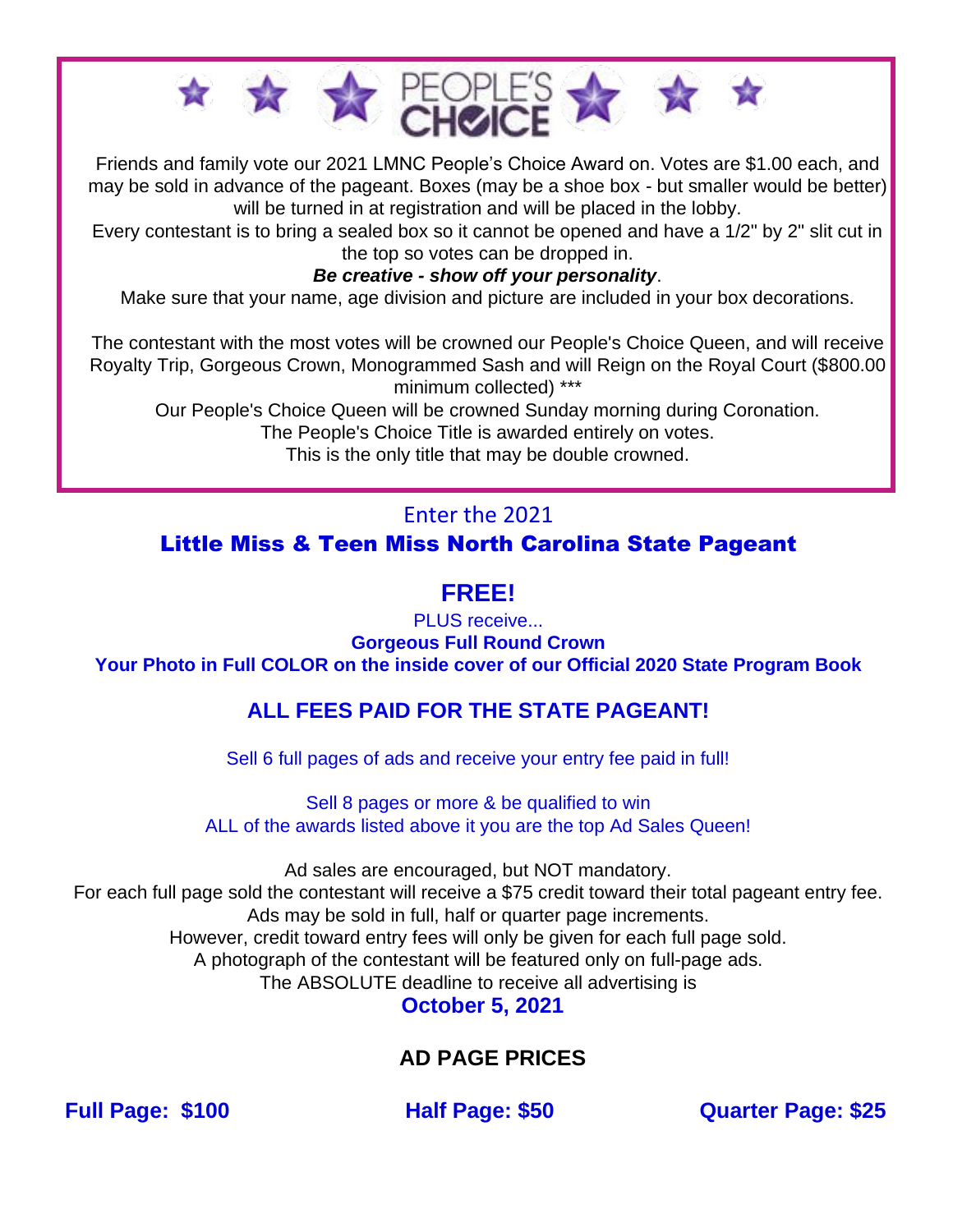## PEOPLE'S CHOICE

Friends and family vote our 2021 LMNC People's Choice Award on. Votes are $1.00 each, and may be sold in advance of the pageant. Boxes (may be a shoe box - but smaller would be better) will be turned in at registration and will be placed in the lobby.

Every contestant is to bring a sealed box so it cannot be opened and have a 1/2" by 2" slit cut in the top so votes can be dropped in.

***Be creative - show off your personality***.

Make sure that your name, age division and picture are included in your box decorations.

The contestant with the most votes will be crowned our People's Choice Queen, and will receive Royalty Trip, Gorgeous Crown, Monogrammed Sash and will Reign on the Royal Court ($800.00 minimum collected) ***

Our People's Choice Queen will be crowned Sunday morning during Coronation.

The People's Choice Title is awarded entirely on votes.

This is the only title that may be double crowned.

Enter the 2021

## Little Miss & Teen Miss North Carolina State Pageant

## FREE!

PLUS receive...

**Gorgeous Full Round Crown**

**Your Photo in Full COLOR on the inside cover of our Official 2020 State Program Book**

### ALL FEES PAID FOR THE STATE PAGEANT!

Sell 6 full pages of ads and receive your entry fee paid in full!

Sell 8 pages or more & be qualified to win
ALL of the awards listed above it you are the top Ad Sales Queen!

Ad sales are encouraged, but NOT mandatory.
For each full page sold the contestant will receive a $75 credit toward their total pageant entry fee.
Ads may be sold in full, half or quarter page increments.
However, credit toward entry fees will only be given for each full page sold.
A photograph of the contestant will be featured only on full-page ads.
The ABSOLUTE deadline to receive all advertising is
**October 5, 2021**

### AD PAGE PRICES

**Full Page: $100** **Half Page: $50** **Quarter Page: $25**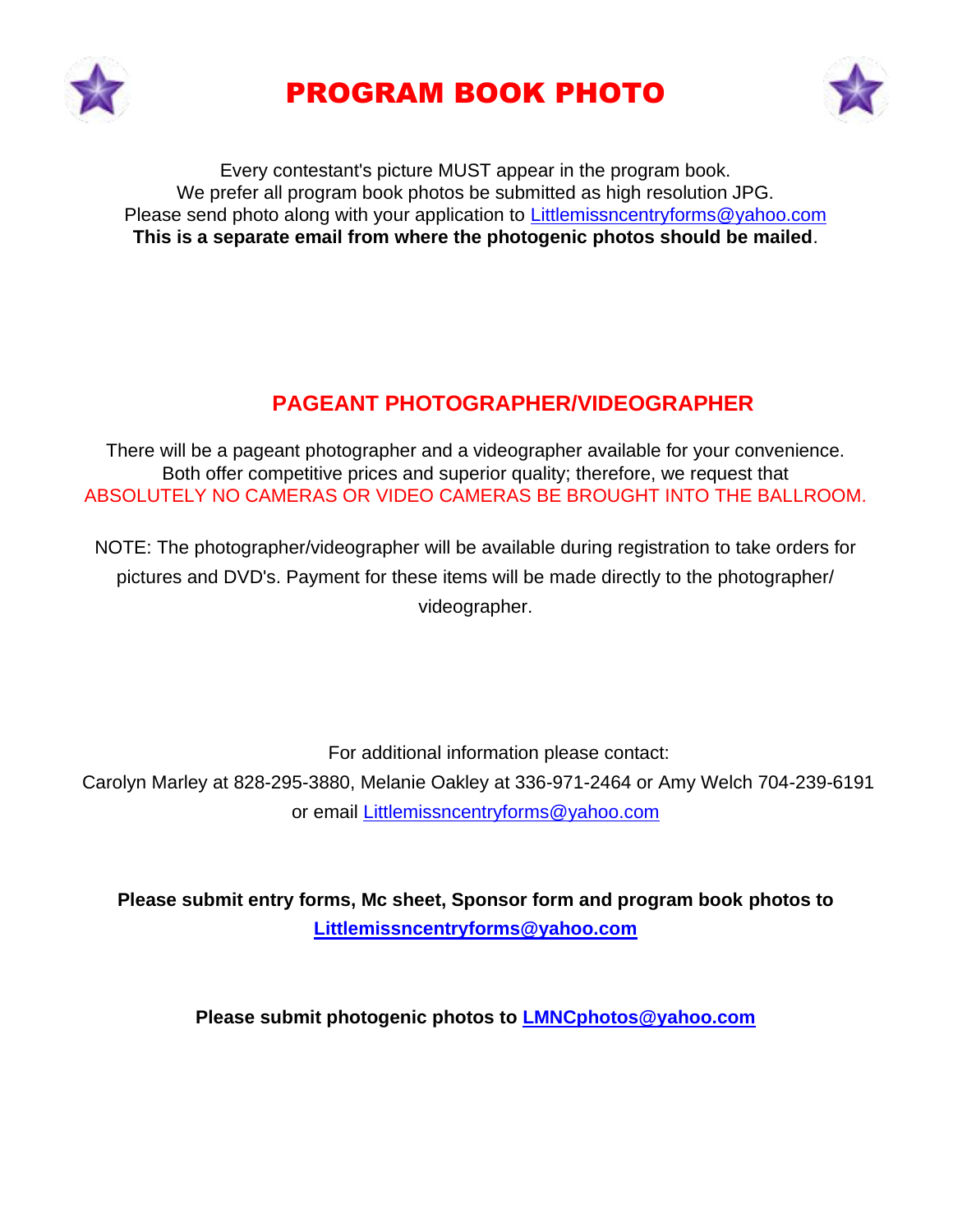# PROGRAM BOOK PHOTO

Every contestant's picture MUST appear in the program book.
We prefer all program book photos be submitted as high resolution JPG.
Please send photo along with your application to Littlemissncentryforms@yahoo.com
**This is a separate email from where the photogenic photos should be mailed**.

## PAGEANT PHOTOGRAPHER/VIDEOGRAPHER

There will be a pageant photographer and a videographer available for your convenience.
Both offer competitive prices and superior quality; therefore, we request that
ABSOLUTELY NO CAMERAS OR VIDEO CAMERAS BE BROUGHT INTO THE BALLROOM.

NOTE: The photographer/videographer will be available during registration to take orders for pictures and DVD's. Payment for these items will be made directly to the photographer/videographer.

For additional information please contact:
Carolyn Marley at 828-295-3880, Melanie Oakley at 336-971-2464 or Amy Welch 704-239-6191 or email Littlemissncentryforms@yahoo.com

**Please submit entry forms, Mc sheet, Sponsor form and program book photos to Littlemissncentryforms@yahoo.com**

**Please submit photogenic photos to LMNCphotos@yahoo.com**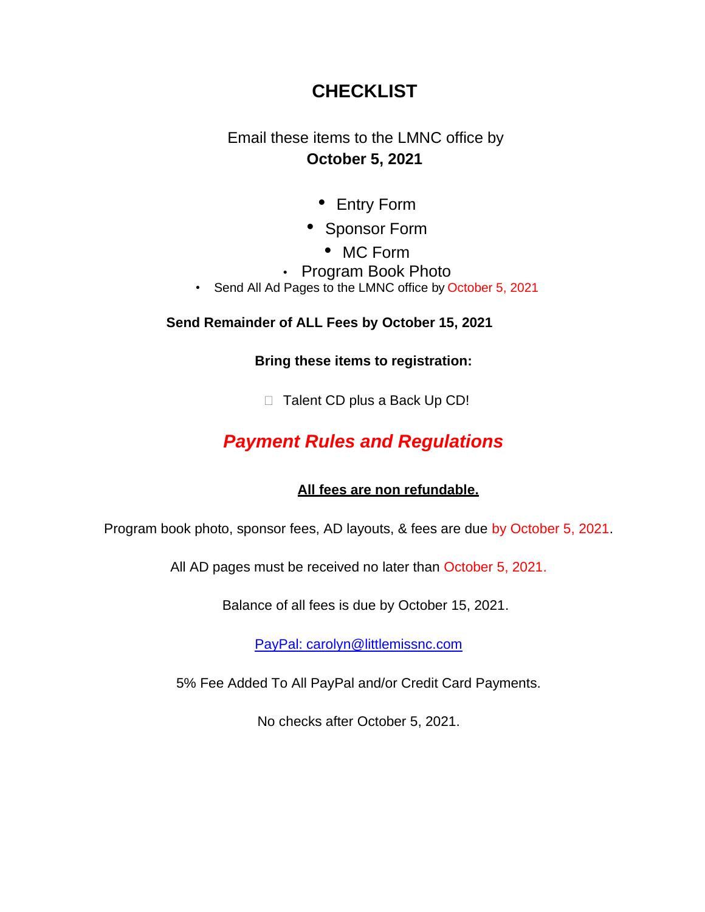# CHECKLIST

Email these items to the LMNC office by
**October 5, 2021**

- Entry Form
- Sponsor Form
- MC Form
- Program Book Photo
- Send All Ad Pages to the LMNC office by October 5, 2021

**Send Remainder of ALL Fees by October 15, 2021**

**Bring these items to registration:**

- [ ] Talent CD plus a Back Up CD!

## *Payment Rules and Regulations*

**<u>All fees are non refundable.</u>**

Program book photo, sponsor fees, AD layouts, & fees are due by October 5, 2021.

All AD pages must be received no later than October 5, 2021.

Balance of all fees is due by October 15, 2021.

PayPal: carolyn@littlemissnc.com

5% Fee Added To All PayPal and/or Credit Card Payments.

No checks after October 5, 2021.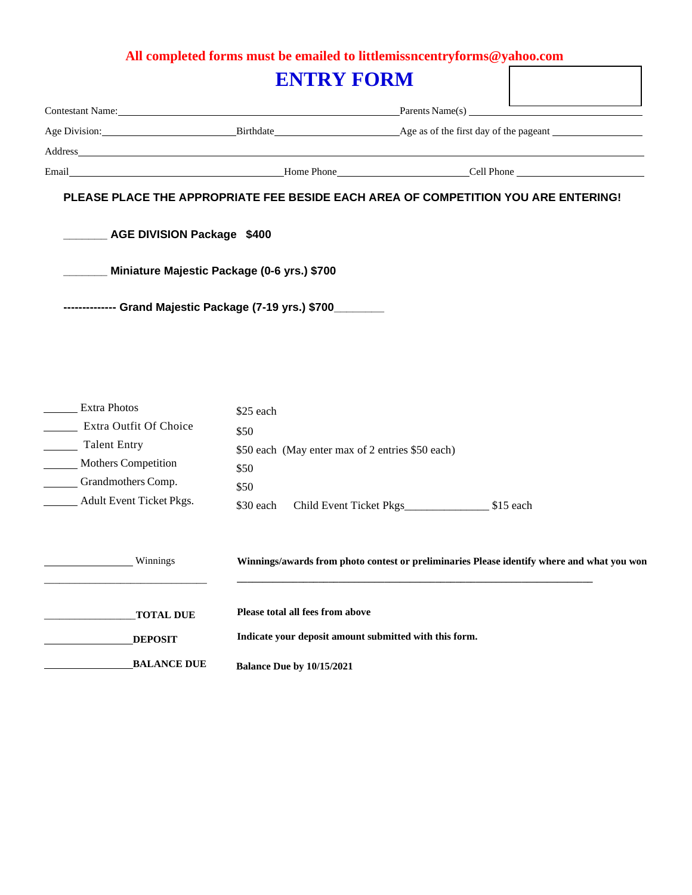**All completed forms must be emailed to littlemissncentryforms@yahoo.com**

# ENTRY FORM

Contestant Name:________________________________________ Parents Name(s) ____________________

Age Division:____________________ Birthdate____________________ Age as of the first day of the pageant ______________

Address__________________________________________________________________________________

Email________________________________ Home Phone____________________ Cell Phone ____________________

**PLEASE PLACE THE APPROPRIATE FEE BESIDE EACH AREA OF COMPETITION YOU ARE ENTERING!**

_______ **AGE DIVISION Package $400**

_______ **Miniature Majestic Package (0-6 yrs.) $700**

**-------------- Grand Majestic Package (7-19 yrs.) $700________**

| | |
|---|---|
| ______ Extra Photos | $25 each |
| ______ Extra Outfit Of Choice | $50 |
| ______ Talent Entry | $50 each (May enter max of 2 entries $50 each) |
| ______ Mothers Competition | $50 |
| ______ Grandmothers Comp. | $50 |
| ______ Adult Event Ticket Pkgs. | $30 each  Child Event Ticket Pkgs______________ $15 each |

______________ Winnings — **Winnings/awards from photo contest or preliminaries Please identify where and what you won**

____________________________ ____________________________________________________________

______________**TOTAL DUE** — **Please total all fees from above**

______________**DEPOSIT** — **Indicate your deposit amount submitted with this form.**

______________**BALANCE DUE** — **Balance Due by 10/15/2021**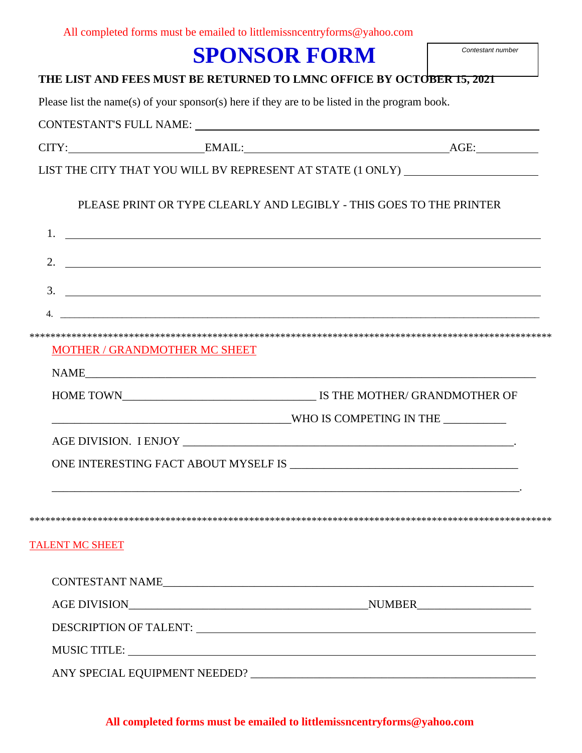All completed forms must be emailed to littlemissncentryforms@yahoo.com

# SPONSOR FORM

Contestant number

**THE LIST AND FEES MUST BE RETURNED TO LMNC OFFICE BY OCTOBER 15, 2021**

Please list the name(s) of your sponsor(s) here if they are to be listed in the program book.

CONTESTANT'S FULL NAME: ______________________________

CITY:____________________ EMAIL:______________________________ AGE:__________

LIST THE CITY THAT YOU WILL BV REPRESENT AT STATE (1 ONLY) ____________________

PLEASE PRINT OR TYPE CLEARLY AND LEGIBLY - THIS GOES TO THE PRINTER

1. ______________________________________________________________
2. ______________________________________________________________
3. ______________________________________________________________
4. ______________________________________________________________

**********************************************************************************************

MOTHER / GRANDMOTHER MC SHEET

NAME______________________________________________________________

HOME TOWN______________________________ IS THE MOTHER/ GRANDMOTHER OF

______________________________________WHO IS COMPETING IN THE __________

AGE DIVISION. I ENJOY ______________________________________________________.

ONE INTERESTING FACT ABOUT MYSELF IS ____________________________________

______________________________________________________________________.

**********************************************************************************************

TALENT MC SHEET

CONTESTANT NAME______________________________________________________

AGE DIVISION________________________________________NUMBER__________________

DESCRIPTION OF TALENT: ______________________________________________

MUSIC TITLE: ______________________________________________________

ANY SPECIAL EQUIPMENT NEEDED? ______________________________________

**All completed forms must be emailed to littlemissncentryforms@yahoo.com**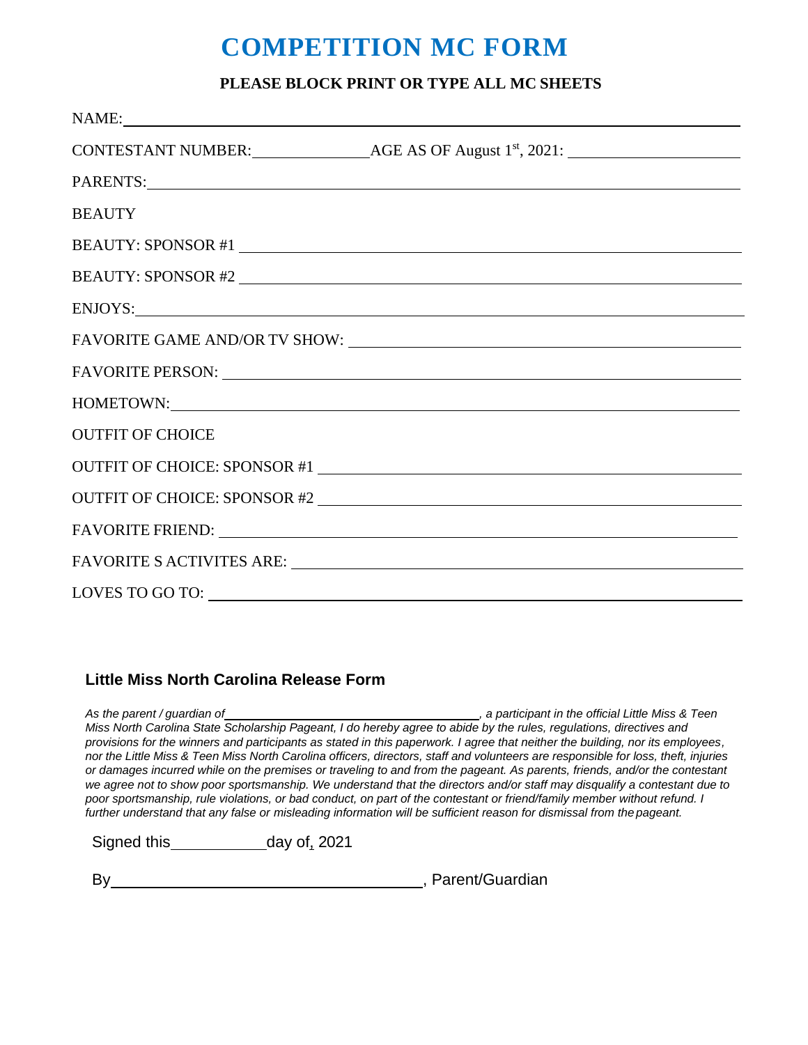# COMPETITION MC FORM

**PLEASE BLOCK PRINT OR TYPE ALL MC SHEETS**

NAME: ________________________________________________

CONTESTANT NUMBER: ____________ AGE AS OF August 1st, 2021: ________________

PARENTS: ________________________________________________

BEAUTY

BEAUTY: SPONSOR #1 ________________________________________________

BEAUTY: SPONSOR #2 ________________________________________________

ENJOYS: ________________________________________________

FAVORITE GAME AND/OR TV SHOW: ________________________________________________

FAVORITE PERSON: ________________________________________________

HOMETOWN: ________________________________________________

OUTFIT OF CHOICE

OUTFIT OF CHOICE: SPONSOR #1 ________________________________________________

OUTFIT OF CHOICE: SPONSOR #2 ________________________________________________

FAVORITE FRIEND: ________________________________________________

FAVORITE S ACTIVITES ARE: ________________________________________________

LOVES TO GO TO: ________________________________________________

### Little Miss North Carolina Release Form

*As the parent / guardian of ______________________________, a participant in the official Little Miss & Teen Miss North Carolina State Scholarship Pageant, I do hereby agree to abide by the rules, regulations, directives and provisions for the winners and participants as stated in this paperwork. I agree that neither the building, nor its employees, nor the Little Miss & Teen Miss North Carolina officers, directors, staff and volunteers are responsible for loss, theft, injuries or damages incurred while on the premises or traveling to and from the pageant. As parents, friends, and/or the contestant we agree not to show poor sportsmanship. We understand that the directors and/or staff may disqualify a contestant due to poor sportsmanship, rule violations, or bad conduct, on part of the contestant or friend/family member without refund. I further understand that any false or misleading information will be sufficient reason for dismissal from the pageant.*

Signed this __________ day of, 2021

By ______________________________, Parent/Guardian